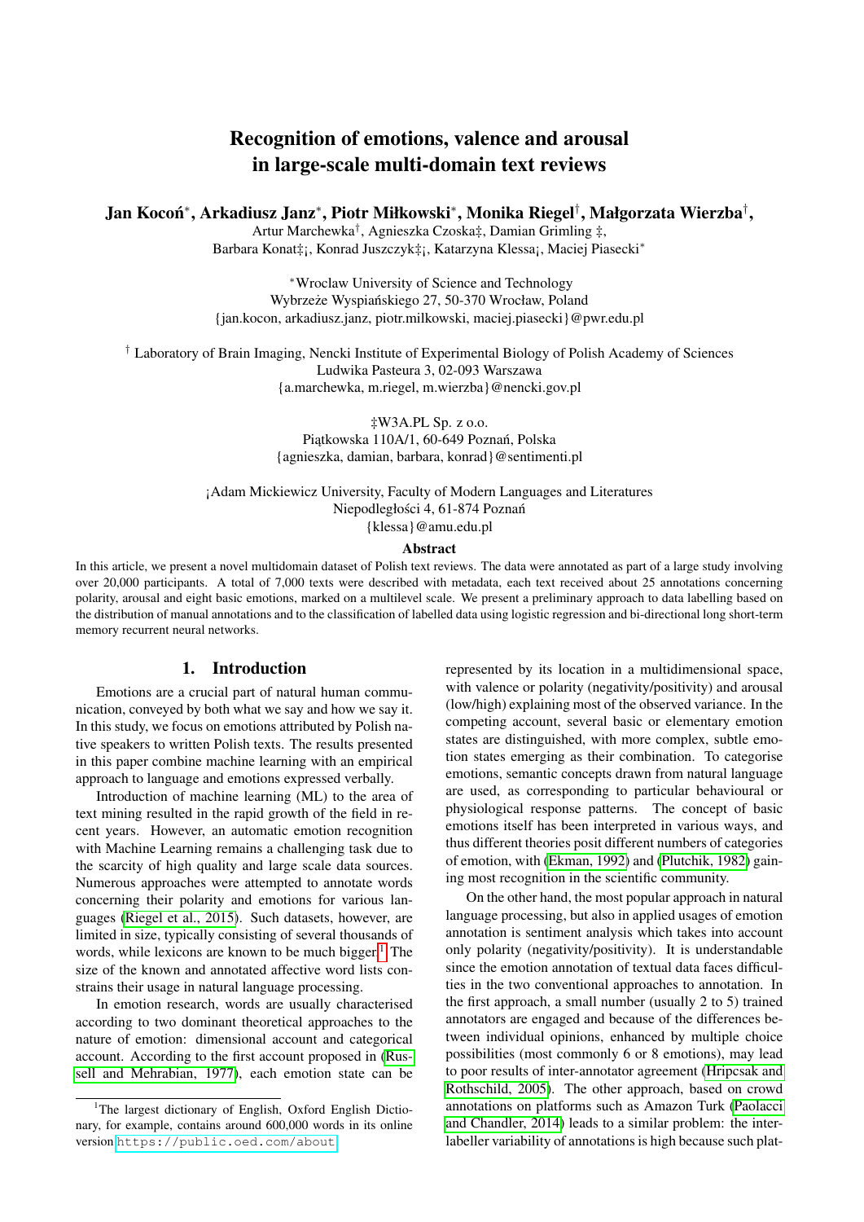# Recognition of emotions, valence and arousal in large-scale multi-domain text reviews

**Jan Kocoń[*], Arkadiusz Janz[*], Piotr Miłkowski[*], Monika Riegel[†], Małgorzata Wierzba[†],**
Artur Marchewka[†], Agnieszka Czoska‡, Damian Grimling ‡,
Barbara Konat‡¡, Konrad Juszczyk‡¡, Katarzyna Klessa¡, Maciej Piasecki[*]

[*]Wroclaw University of Science and Technology
Wybrzeże Wyspiańskiego 27, 50-370 Wrocław, Poland
{jan.kocon, arkadiusz.janz, piotr.milkowski, maciej.piasecki}@pwr.edu.pl

[†] Laboratory of Brain Imaging, Nencki Institute of Experimental Biology of Polish Academy of Sciences
Ludwika Pasteura 3, 02-093 Warszawa
{a.marchewka, m.riegel, m.wierzba}@nencki.gov.pl

‡W3A.PL Sp. z o.o.
Piątkowska 110A/1, 60-649 Poznań, Polska
{agnieszka, damian, barbara, konrad}@sentimenti.pl

¡Adam Mickiewicz University, Faculty of Modern Languages and Literatures
Niepodległości 4, 61-874 Poznań
{klessa}@amu.edu.pl

## Abstract

In this article, we present a novel multidomain dataset of Polish text reviews. The data were annotated as part of a large study involving over 20,000 participants. A total of 7,000 texts were described with metadata, each text received about 25 annotations concerning polarity, arousal and eight basic emotions, marked on a multilevel scale. We present a preliminary approach to data labelling based on the distribution of manual annotations and to the classification of labelled data using logistic regression and bi-directional long short-term memory recurrent neural networks.

## 1. Introduction

Emotions are a crucial part of natural human communication, conveyed by both what we say and how we say it. In this study, we focus on emotions attributed by Polish native speakers to written Polish texts. The results presented in this paper combine machine learning with an empirical approach to language and emotions expressed verbally.

Introduction of machine learning (ML) to the area of text mining resulted in the rapid growth of the field in recent years. However, an automatic emotion recognition with Machine Learning remains a challenging task due to the scarcity of high quality and large scale data sources. Numerous approaches were attempted to annotate words concerning their polarity and emotions for various languages (Riegel et al., 2015). Such datasets, however, are limited in size, typically consisting of several thousands of words, while lexicons are known to be much bigger.[1] The size of the known and annotated affective word lists constrains their usage in natural language processing.

In emotion research, words are usually characterised according to two dominant theoretical approaches to the nature of emotion: dimensional account and categorical account. According to the first account proposed in (Russell and Mehrabian, 1977), each emotion state can be represented by its location in a multidimensional space, with valence or polarity (negativity/positivity) and arousal (low/high) explaining most of the observed variance. In the competing account, several basic or elementary emotion states are distinguished, with more complex, subtle emotion states emerging as their combination. To categorise emotions, semantic concepts drawn from natural language are used, as corresponding to particular behavioural or physiological response patterns. The concept of basic emotions itself has been interpreted in various ways, and thus different theories posit different numbers of categories of emotion, with (Ekman, 1992) and (Plutchik, 1982) gaining most recognition in the scientific community.

On the other hand, the most popular approach in natural language processing, but also in applied usages of emotion annotation is sentiment analysis which takes into account only polarity (negativity/positivity). It is understandable since the emotion annotation of textual data faces difficulties in the two conventional approaches to annotation. In the first approach, a small number (usually 2 to 5) trained annotators are engaged and because of the differences between individual opinions, enhanced by multiple choice possibilities (most commonly 6 or 8 emotions), may lead to poor results of inter-annotator agreement (Hripcsak and Rothschild, 2005). The other approach, based on crowd annotations on platforms such as Amazon Turk (Paolacci and Chandler, 2014) leads to a similar problem: the inter-labeller variability of annotations is high because such plat-

[1]The largest dictionary of English, Oxford English Dictionary, for example, contains around 600,000 words in its online version https://public.oed.com/about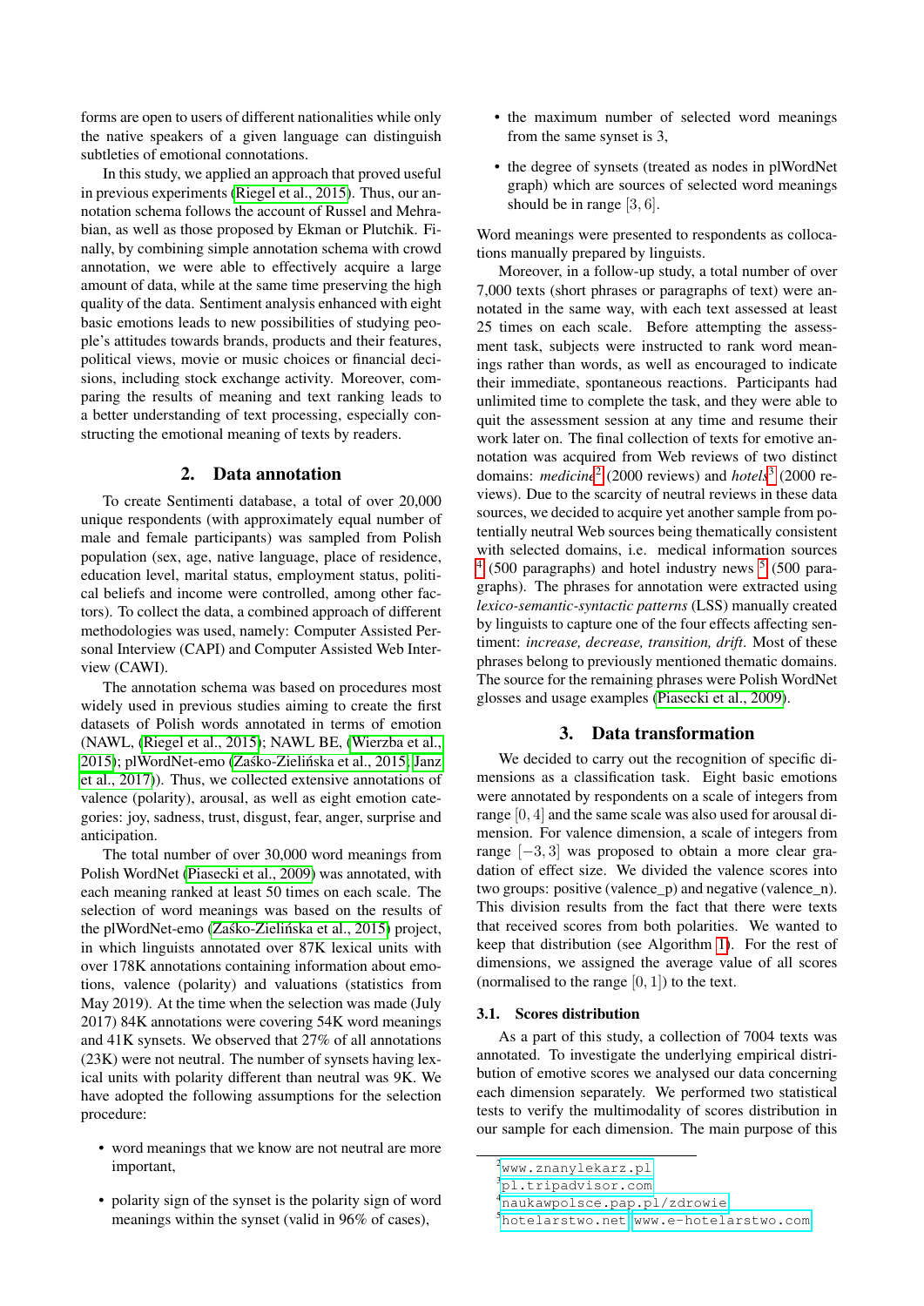forms are open to users of different nationalities while only the native speakers of a given language can distinguish subtleties of emotional connotations.

In this study, we applied an approach that proved useful in previous experiments (Riegel et al., 2015). Thus, our annotation schema follows the account of Russel and Mehrabian, as well as those proposed by Ekman or Plutchik. Finally, by combining simple annotation schema with crowd annotation, we were able to effectively acquire a large amount of data, while at the same time preserving the high quality of the data. Sentiment analysis enhanced with eight basic emotions leads to new possibilities of studying people's attitudes towards brands, products and their features, political views, movie or music choices or financial decisions, including stock exchange activity. Moreover, comparing the results of meaning and text ranking leads to a better understanding of text processing, especially constructing the emotional meaning of texts by readers.

## 2. Data annotation

To create Sentimenti database, a total of over 20,000 unique respondents (with approximately equal number of male and female participants) was sampled from Polish population (sex, age, native language, place of residence, education level, marital status, employment status, political beliefs and income were controlled, among other factors). To collect the data, a combined approach of different methodologies was used, namely: Computer Assisted Personal Interview (CAPI) and Computer Assisted Web Interview (CAWI).

The annotation schema was based on procedures most widely used in previous studies aiming to create the first datasets of Polish words annotated in terms of emotion (NAWL, (Riegel et al., 2015); NAWL BE, (Wierzba et al., 2015); plWordNet-emo (Zaśko-Zielińska et al., 2015; Janz et al., 2017)). Thus, we collected extensive annotations of valence (polarity), arousal, as well as eight emotion categories: joy, sadness, trust, disgust, fear, anger, surprise and anticipation.

The total number of over 30,000 word meanings from Polish WordNet (Piasecki et al., 2009) was annotated, with each meaning ranked at least 50 times on each scale. The selection of word meanings was based on the results of the plWordNet-emo (Zaśko-Zielińska et al., 2015) project, in which linguists annotated over 87K lexical units with over 178K annotations containing information about emotions, valence (polarity) and valuations (statistics from May 2019). At the time when the selection was made (July 2017) 84K annotations were covering 54K word meanings and 41K synsets. We observed that 27% of all annotations (23K) were not neutral. The number of synsets having lexical units with polarity different than neutral was 9K. We have adopted the following assumptions for the selection procedure:

- word meanings that we know are not neutral are more important,
- polarity sign of the synset is the polarity sign of word meanings within the synset (valid in 96% of cases),
- the maximum number of selected word meanings from the same synset is 3,
- the degree of synsets (treated as nodes in plWordNet graph) which are sources of selected word meanings should be in range $[3, 6]$.

Word meanings were presented to respondents as collocations manually prepared by linguists.

Moreover, in a follow-up study, a total number of over 7,000 texts (short phrases or paragraphs of text) were annotated in the same way, with each text assessed at least 25 times on each scale. Before attempting the assessment task, subjects were instructed to rank word meanings rather than words, as well as encouraged to indicate their immediate, spontaneous reactions. Participants had unlimited time to complete the task, and they were able to quit the assessment session at any time and resume their work later on. The final collection of texts for emotive annotation was acquired from Web reviews of two distinct domains: *medicine*[2] (2000 reviews) and *hotels*[3] (2000 reviews). Due to the scarcity of neutral reviews in these data sources, we decided to acquire yet another sample from potentially neutral Web sources being thematically consistent with selected domains, i.e. medical information sources [4] (500 paragraphs) and hotel industry news [5] (500 paragraphs). The phrases for annotation were extracted using *lexico-semantic-syntactic patterns* (LSS) manually created by linguists to capture one of the four effects affecting sentiment: *increase, decrease, transition, drift*. Most of these phrases belong to previously mentioned thematic domains. The source for the remaining phrases were Polish WordNet glosses and usage examples (Piasecki et al., 2009).

## 3. Data transformation

We decided to carry out the recognition of specific dimensions as a classification task. Eight basic emotions were annotated by respondents on a scale of integers from range $[0, 4]$ and the same scale was also used for arousal dimension. For valence dimension, a scale of integers from range $[-3, 3]$ was proposed to obtain a more clear gradation of effect size. We divided the valence scores into two groups: positive (valence_p) and negative (valence_n). This division results from the fact that there were texts that received scores from both polarities. We wanted to keep that distribution (see Algorithm 1). For the rest of dimensions, we assigned the average value of all scores (normalised to the range $[0, 1]$) to the text.

### 3.1. Scores distribution

As a part of this study, a collection of 7004 texts was annotated. To investigate the underlying empirical distribution of emotive scores we analysed our data concerning each dimension separately. We performed two statistical tests to verify the multimodality of scores distribution in our sample for each dimension. The main purpose of this

[2] www.znanylekarz.pl
[3] pl.tripadvisor.com
[4] naukawpolsce.pap.pl/zdrowie
[5] hotelarstwo.net, www.e-hotelarstwo.com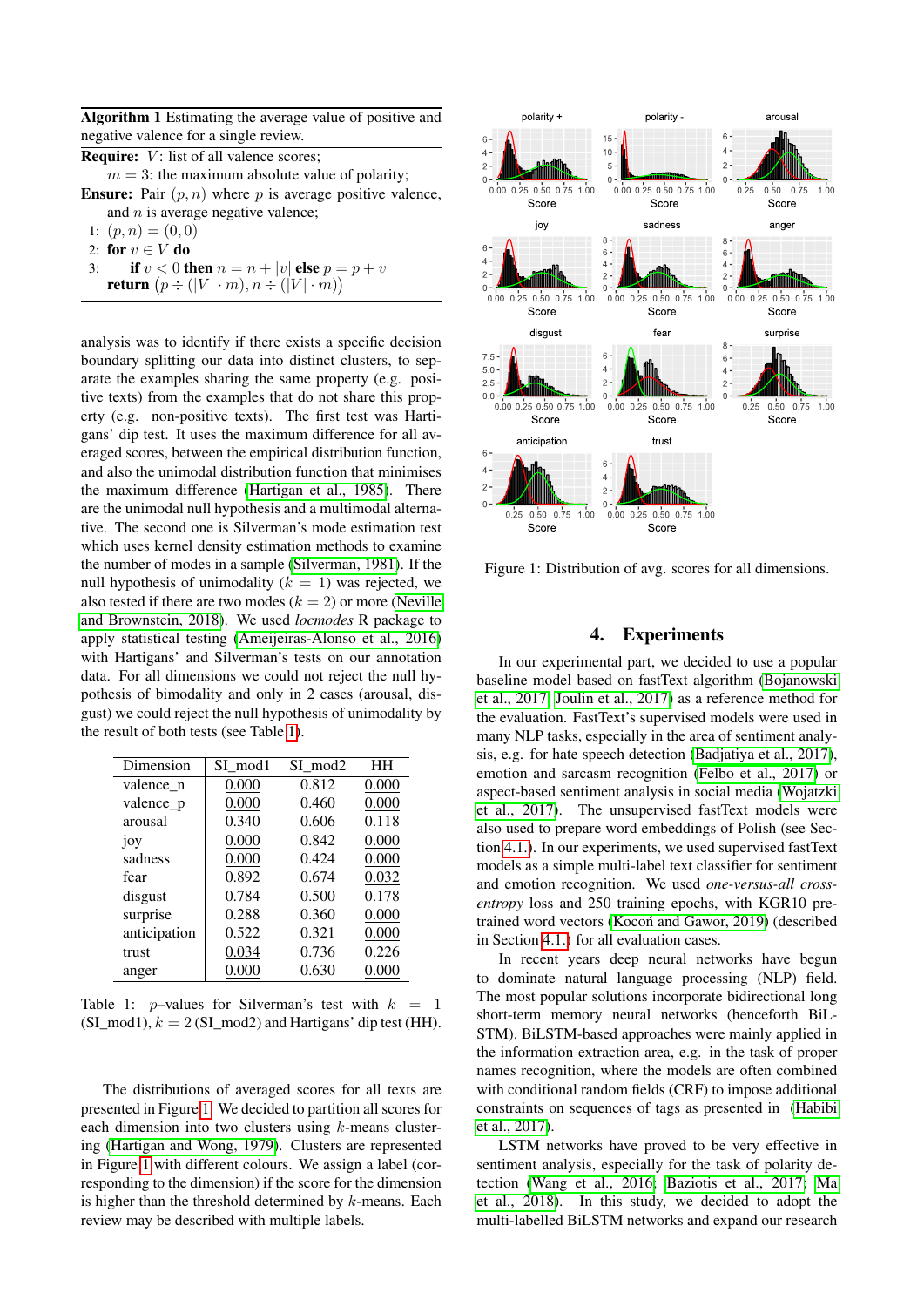**Algorithm 1** Estimating the average value of positive and negative valence for a single review.

**Require:** $V$: list of all valence scores;
  $m = 3$: the maximum absolute value of polarity;
**Ensure:** Pair $(p, n)$ where $p$ is average positive valence, and $n$ is average negative valence;
1: $(p, n) = (0, 0)$
2: **for** $v \in V$ **do**
3: **if** $v < 0$ **then** $n = n + |v|$ **else** $p = p + v$
**return** $(p \div (|V| \cdot m), n \div (|V| \cdot m))$

analysis was to identify if there exists a specific decision boundary splitting our data into distinct clusters, to separate the examples sharing the same property (e.g. positive texts) from the examples that do not share this property (e.g. non-positive texts). The first test was Hartigans' dip test. It uses the maximum difference for all averaged scores, between the empirical distribution function, and also the unimodal distribution function that minimises the maximum difference (Hartigan et al., 1985). There are the unimodal null hypothesis and a multimodal alternative. The second one is Silverman's mode estimation test which uses kernel density estimation methods to examine the number of modes in a sample (Silverman, 1981). If the null hypothesis of unimodality ($k = 1$) was rejected, we also tested if there are two modes ($k = 2$) or more (Neville and Brownstein, 2018). We used *locmodes* R package to apply statistical testing (Ameijeiras-Alonso et al., 2016) with Hartigans' and Silverman's tests on our annotation data. For all dimensions we could not reject the null hypothesis of bimodality and only in 2 cases (arousal, disgust) we could reject the null hypothesis of unimodality by the result of both tests (see Table 1).

| Dimension | SI_mod1 | SI_mod2 | HH |
|---|---|---|---|
| valence_n | 0.000 | 0.812 | 0.000 |
| valence_p | 0.000 | 0.460 | 0.000 |
| arousal | 0.340 | 0.606 | 0.118 |
| joy | 0.000 | 0.842 | 0.000 |
| sadness | 0.000 | 0.424 | 0.000 |
| fear | 0.892 | 0.674 | 0.032 |
| disgust | 0.784 | 0.500 | 0.178 |
| surprise | 0.288 | 0.360 | 0.000 |
| anticipation | 0.522 | 0.321 | 0.000 |
| trust | 0.034 | 0.736 | 0.226 |
| anger | 0.000 | 0.630 | 0.000 |

Table 1: $p$–values for Silverman's test with $k = 1$ (SI_mod1), $k = 2$ (SI_mod2) and Hartigans' dip test (HH).

The distributions of averaged scores for all texts are presented in Figure 1. We decided to partition all scores for each dimension into two clusters using $k$-means clustering (Hartigan and Wong, 1979). Clusters are represented in Figure 1 with different colours. We assign a label (corresponding to the dimension) if the score for the dimension is higher than the threshold determined by $k$-means. Each review may be described with multiple labels.

Figure 1: Distribution of avg. scores for all dimensions.

## 4. Experiments

In our experimental part, we decided to use a popular baseline model based on fastText algorithm (Bojanowski et al., 2017; Joulin et al., 2017) as a reference method for the evaluation. FastText's supervised models were used in many NLP tasks, especially in the area of sentiment analysis, e.g. for hate speech detection (Badjatiya et al., 2017), emotion and sarcasm recognition (Felbo et al., 2017) or aspect-based sentiment analysis in social media (Wojatzki et al., 2017). The unsupervised fastText models were also used to prepare word embeddings of Polish (see Section 4.1.). In our experiments, we used supervised fastText models as a simple multi-label text classifier for sentiment and emotion recognition. We used *one-versus-all cross-entropy* loss and 250 training epochs, with KGR10 pre-trained word vectors (Kocoń and Gawor, 2019) (described in Section 4.1.) for all evaluation cases.

In recent years deep neural networks have begun to dominate natural language processing (NLP) field. The most popular solutions incorporate bidirectional long short-term memory neural networks (henceforth BiLSTM). BiLSTM-based approaches were mainly applied in the information extraction area, e.g. in the task of proper names recognition, where the models are often combined with conditional random fields (CRF) to impose additional constraints on sequences of tags as presented in (Habibi et al., 2017).

LSTM networks have proved to be very effective in sentiment analysis, especially for the task of polarity detection (Wang et al., 2016; Baziotis et al., 2017; Ma et al., 2018). In this study, we decided to adopt the multi-labelled BiLSTM networks and expand our research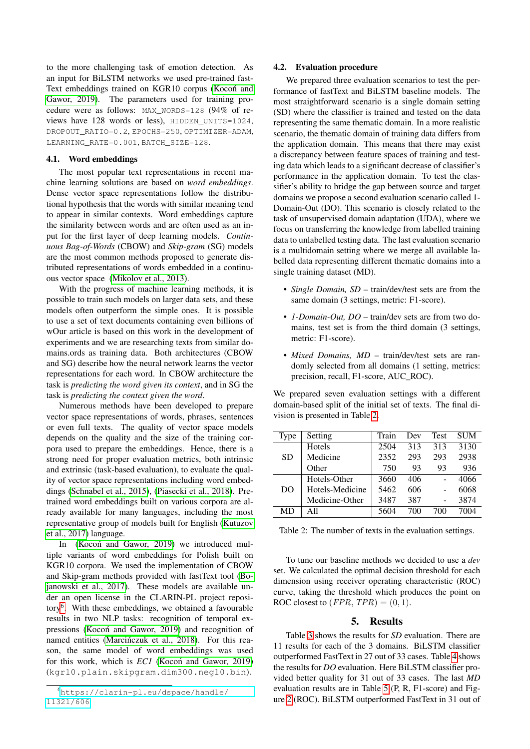to the more challenging task of emotion detection. As an input for BiLSTM networks we used pre-trained fastText embeddings trained on KGR10 corpus (Kocoń and Gawor, 2019). The parameters used for training procedure were as follows: `MAX_WORDS=128` (94% of reviews have 128 words or less), `HIDDEN_UNITS=1024`, `DROPOUT_RATIO=0.2`, `EPOCHS=250`, `OPTIMIZER=ADAM`, `LEARNING_RATE=0.001`, `BATCH_SIZE=128`.

### 4.1. Word embeddings

The most popular text representations in recent machine learning solutions are based on *word embeddings*. Dense vector space representations follow the distributional hypothesis that the words with similar meaning tend to appear in similar contexts. Word embeddings capture the similarity between words and are often used as an input for the first layer of deep learning models. *Continuous Bag-of-Words* (CBOW) and *Skip-gram* (SG) models are the most common methods proposed to generate distributed representations of words embedded in a continuous vector space (Mikolov et al., 2013).

With the progress of machine learning methods, it is possible to train such models on larger data sets, and these models often outperform the simple ones. It is possible to use a set of text documents containing even billions of wOur article is based on this work in the development of experiments and we are researching texts from similar domains.ords as training data. Both architectures (CBOW and SG) describe how the neural network learns the vector representations for each word. In CBOW architecture the task is *predicting the word given its context*, and in SG the task is *predicting the context given the word*.

Numerous methods have been developed to prepare vector space representations of words, phrases, sentences or even full texts. The quality of vector space models depends on the quality and the size of the training corpora used to prepare the embeddings. Hence, there is a strong need for proper evaluation metrics, both intrinsic and extrinsic (task-based evaluation), to evaluate the quality of vector space representations including word embeddings (Schnabel et al., 2015), (Piasecki et al., 2018). Pre-trained word embeddings built on various corpora are already available for many languages, including the most representative group of models built for English (Kutuzov et al., 2017) language.

In (Kocoń and Gawor, 2019) we introduced multiple variants of word embeddings for Polish built on KGR10 corpora. We used the implementation of CBOW and Skip-gram methods provided with fastText tool (Bojanowski et al., 2017). These models are available under an open license in the CLARIN-PL project repository[6]. With these embeddings, we obtained a favourable results in two NLP tasks: recognition of temporal expressions (Kocoń and Gawor, 2019) and recognition of named entities (Marcińczuk et al., 2018). For this reason, the same model of word embeddings was used for this work, which is *EC1* (Kocoń and Gawor, 2019) (`kgr10.plain.skipgram.dim300.neg10.bin`).

[6] https://clarin-pl.eu/dspace/handle/11321/606

### 4.2. Evaluation procedure

We prepared three evaluation scenarios to test the performance of fastText and BiLSTM baseline models. The most straightforward scenario is a single domain setting (SD) where the classifier is trained and tested on the data representing the same thematic domain. In a more realistic scenario, the thematic domain of training data differs from the application domain. This means that there may exist a discrepancy between feature spaces of training and testing data which leads to a significant decrease of classifier's performance in the application domain. To test the classifier's ability to bridge the gap between source and target domains we propose a second evaluation scenario called 1-Domain-Out (DO). This scenario is closely related to the task of unsupervised domain adaptation (UDA), where we focus on transferring the knowledge from labelled training data to unlabelled testing data. The last evaluation scenario is a multidomain setting where we merge all available labelled data representing different thematic domains into a single training dataset (MD).

- *Single Domain, SD* – train/dev/test sets are from the same domain (3 settings, metric: F1-score).
- *1-Domain-Out, DO* – train/dev sets are from two domains, test set is from the third domain (3 settings, metric: F1-score).
- *Mixed Domains, MD* – train/dev/test sets are randomly selected from all domains (1 setting, metrics: precision, recall, F1-score, AUC_ROC).

We prepared seven evaluation settings with a different domain-based split of the initial set of texts. The final division is presented in Table 2.

| Type | Setting | Train | Dev | Test | SUM |
|---|---|---|---|---|---|
| SD | Hotels | 2504 | 313 | 313 | 3130 |
| | Medicine | 2352 | 293 | 293 | 2938 |
| | Other | 750 | 93 | 93 | 936 |
| DO | Hotels-Other | 3660 | 406 | - | 4066 |
| | Hotels-Medicine | 5462 | 606 | - | 6068 |
| | Medicine-Other | 3487 | 387 | - | 3874 |
| MD | All | 5604 | 700 | 700 | 7004 |

Table 2: The number of texts in the evaluation settings.

To tune our baseline methods we decided to use a *dev* set. We calculated the optimal decision threshold for each dimension using receiver operating characteristic (ROC) curve, taking the threshold which produces the point on ROC closest to $(FPR, TPR) = (0, 1)$.

## 5. Results

Table 3 shows the results for *SD* evaluation. There are 11 results for each of the 3 domains. BiLSTM classifier outperformed FastText in 27 out of 33 cases. Table 4 shows the results for *DO* evaluation. Here BiLSTM classifier provided better quality for 31 out of 33 cases. The last *MD* evaluation results are in Table 5 (P, R, F1-score) and Figure 2 (ROC). BiLSTM outperformed FastText in 31 out of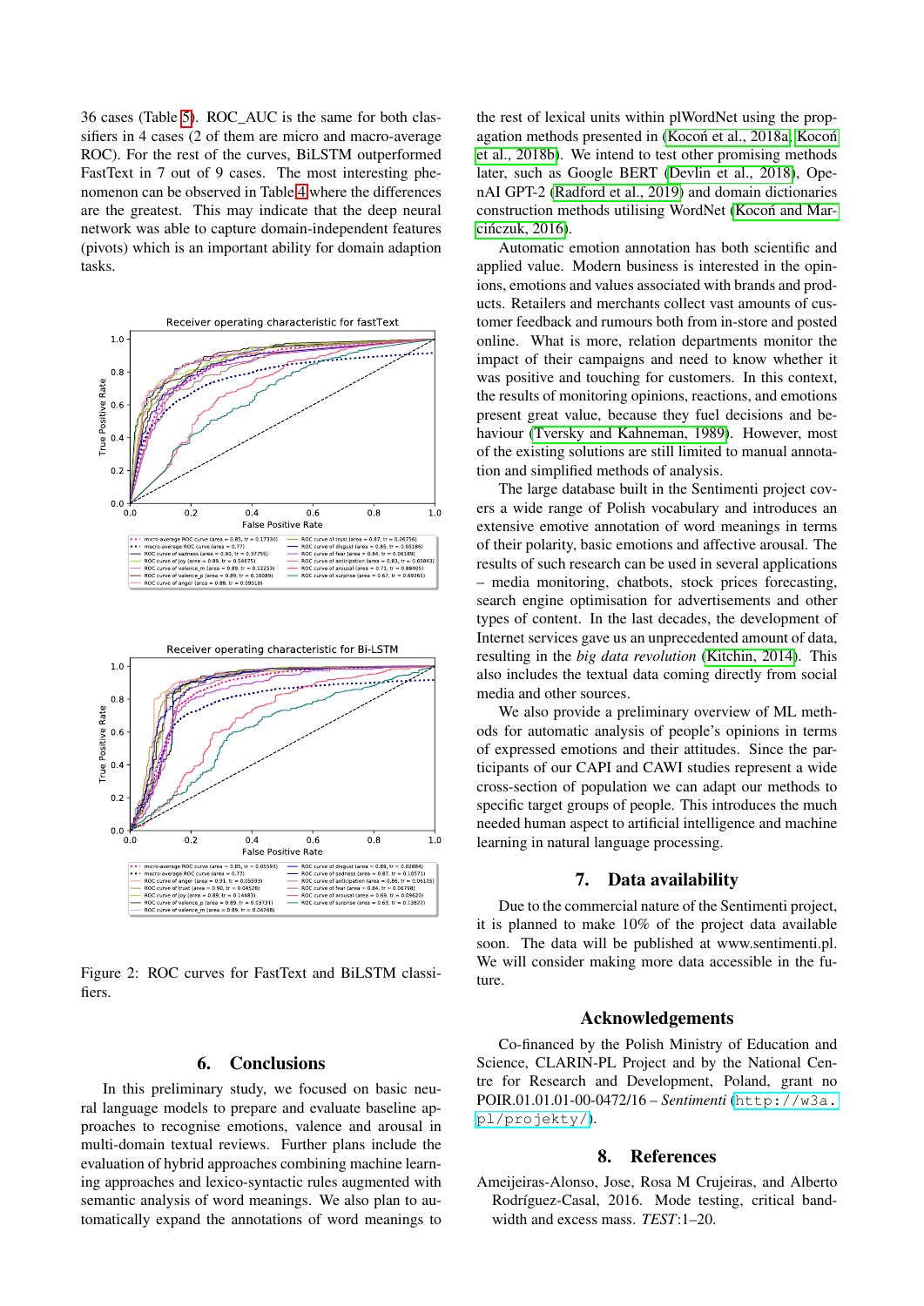36 cases (Table 5). ROC_AUC is the same for both classifiers in 4 cases (2 of them are micro and macro-average ROC). For the rest of the curves, BiLSTM outperformed FastText in 7 out of 9 cases. The most interesting phenomenon can be observed in Table 4 where the differences are the greatest. This may indicate that the deep neural network was able to capture domain-independent features (pivots) which is an important ability for domain adaption tasks.

Figure 2: ROC curves for FastText and BiLSTM classifiers.

## 6. Conclusions

In this preliminary study, we focused on basic neural language models to prepare and evaluate baseline approaches to recognise emotions, valence and arousal in multi-domain textual reviews. Further plans include the evaluation of hybrid approaches combining machine learning approaches and lexico-syntactic rules augmented with semantic analysis of word meanings. We also plan to automatically expand the annotations of word meanings to the rest of lexical units within plWordNet using the propagation methods presented in (Kocoń et al., 2018a; Kocoń et al., 2018b). We intend to test other promising methods later, such as Google BERT (Devlin et al., 2018), OpenAI GPT-2 (Radford et al., 2019) and domain dictionaries construction methods utilising WordNet (Kocoń and Marcińczuk, 2016).

Automatic emotion annotation has both scientific and applied value. Modern business is interested in the opinions, emotions and values associated with brands and products. Retailers and merchants collect vast amounts of customer feedback and rumours both from in-store and posted online. What is more, relation departments monitor the impact of their campaigns and need to know whether it was positive and touching for customers. In this context, the results of monitoring opinions, reactions, and emotions present great value, because they fuel decisions and behaviour (Tversky and Kahneman, 1989). However, most of the existing solutions are still limited to manual annotation and simplified methods of analysis.

The large database built in the Sentimenti project covers a wide range of Polish vocabulary and introduces an extensive emotive annotation of word meanings in terms of their polarity, basic emotions and affective arousal. The results of such research can be used in several applications – media monitoring, chatbots, stock prices forecasting, search engine optimisation for advertisements and other types of content. In the last decades, the development of Internet services gave us an unprecedented amount of data, resulting in the *big data revolution* (Kitchin, 2014). This also includes the textual data coming directly from social media and other sources.

We also provide a preliminary overview of ML methods for automatic analysis of people's opinions in terms of expressed emotions and their attitudes. Since the participants of our CAPI and CAWI studies represent a wide cross-section of population we can adapt our methods to specific target groups of people. This introduces the much needed human aspect to artificial intelligence and machine learning in natural language processing.

## 7. Data availability

Due to the commercial nature of the Sentimenti project, it is planned to make 10% of the project data available soon. The data will be published at www.sentimenti.pl. We will consider making more data accessible in the future.

## Acknowledgements

Co-financed by the Polish Ministry of Education and Science, CLARIN-PL Project and by the National Centre for Research and Development, Poland, grant no POIR.01.01.01-00-0472/16 – *Sentimenti* (`http://w3a.pl/projekty/`).

## 8. References

Ameijeiras-Alonso, Jose, Rosa M Crujeiras, and Alberto Rodríguez-Casal, 2016. Mode testing, critical bandwidth and excess mass. *TEST*:1–20.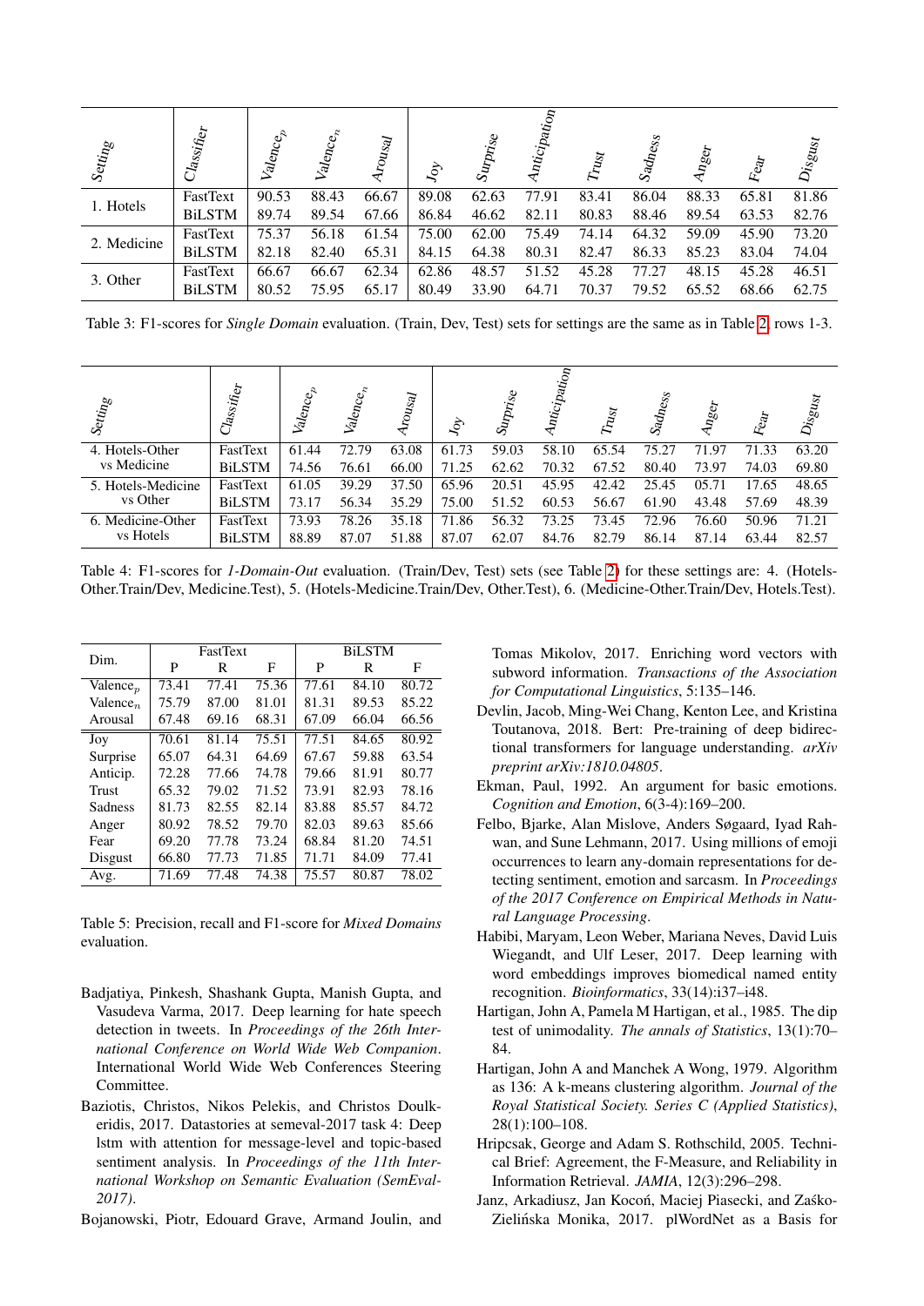| Setting | Classifier | $Valence_p$ | $Valence_n$ | Arousal | Joy | Surprise | Anticipation | Trust | Sadness | Anger | Fear | Disgust |
|---|---|---|---|---|---|---|---|---|---|---|---|---|
| 1. Hotels | FastText | 90.53 | 88.43 | 66.67 | 89.08 | 62.63 | 77.91 | 83.41 | 86.04 | 88.33 | 65.81 | 81.86 |
| | BiLSTM | 89.74 | 89.54 | 67.66 | 86.84 | 46.62 | 82.11 | 80.83 | 88.46 | 89.54 | 63.53 | 82.76 |
| 2. Medicine | FastText | 75.37 | 56.18 | 61.54 | 75.00 | 62.00 | 75.49 | 74.14 | 64.32 | 59.09 | 45.90 | 73.20 |
| | BiLSTM | 82.18 | 82.40 | 65.31 | 84.15 | 64.38 | 80.31 | 82.47 | 86.33 | 85.23 | 83.04 | 74.04 |
| 3. Other | FastText | 66.67 | 66.67 | 62.34 | 62.86 | 48.57 | 51.52 | 45.28 | 77.27 | 48.15 | 45.28 | 46.51 |
| | BiLSTM | 80.52 | 75.95 | 65.17 | 80.49 | 33.90 | 64.71 | 70.37 | 79.52 | 65.52 | 68.66 | 62.75 |

Table 3: F1-scores for *Single Domain* evaluation. (Train, Dev, Test) sets for settings are the same as in Table 2, rows 1-3.

| Setting | Classifier | $Valence_p$ | $Valence_n$ | Arousal | Joy | Surprise | Anticipation | Trust | Sadness | Anger | Fear | Disgust |
|---|---|---|---|---|---|---|---|---|---|---|---|---|
| 4. Hotels-Other vs Medicine | FastText | 61.44 | 72.79 | 63.08 | 61.73 | 59.03 | 58.10 | 65.54 | 75.27 | 71.97 | 71.33 | 63.20 |
| | BiLSTM | 74.56 | 76.61 | 66.00 | 71.25 | 62.62 | 70.32 | 67.52 | 80.40 | 73.97 | 74.03 | 69.80 |
| 5. Hotels-Medicine vs Other | FastText | 61.05 | 39.29 | 37.50 | 65.96 | 20.51 | 45.95 | 42.42 | 25.45 | 05.71 | 17.65 | 48.65 |
| | BiLSTM | 73.17 | 56.34 | 35.29 | 75.00 | 51.52 | 60.53 | 56.67 | 61.90 | 43.48 | 57.69 | 48.39 |
| 6. Medicine-Other vs Hotels | FastText | 73.93 | 78.26 | 35.18 | 71.86 | 56.32 | 73.25 | 73.45 | 72.96 | 76.60 | 50.96 | 71.21 |
| | BiLSTM | 88.89 | 87.07 | 51.88 | 87.07 | 62.07 | 84.76 | 82.79 | 86.14 | 87.14 | 63.44 | 82.57 |

Table 4: F1-scores for *1-Domain-Out* evaluation. (Train/Dev, Test) sets (see Table 2) for these settings are: 4. (Hotels-Other.Train/Dev, Medicine.Test), 5. (Hotels-Medicine.Train/Dev, Other.Test), 6. (Medicine-Other.Train/Dev, Hotels.Test).

| Dim. | FastText | | | BiLSTM | | |
|---|---|---|---|---|---|---|
| | P | R | F | P | R | F |
| $Valence_p$ | 73.41 | 77.41 | 75.36 | 77.61 | 84.10 | 80.72 |
| $Valence_n$ | 75.79 | 87.00 | 81.01 | 81.31 | 89.53 | 85.22 |
| Arousal | 67.48 | 69.16 | 68.31 | 67.09 | 66.04 | 66.56 |
| Joy | 70.61 | 81.14 | 75.51 | 77.51 | 84.65 | 80.92 |
| Surprise | 65.07 | 64.31 | 64.69 | 67.67 | 59.88 | 63.54 |
| Anticip. | 72.28 | 77.66 | 74.78 | 79.66 | 81.91 | 80.77 |
| Trust | 65.32 | 79.02 | 71.52 | 73.91 | 82.93 | 78.16 |
| Sadness | 81.73 | 82.55 | 82.14 | 83.88 | 85.57 | 84.72 |
| Anger | 80.92 | 78.52 | 79.70 | 82.03 | 89.63 | 85.66 |
| Fear | 69.20 | 77.78 | 73.24 | 68.84 | 81.20 | 74.51 |
| Disgust | 66.80 | 77.73 | 71.85 | 71.71 | 84.09 | 77.41 |
| Avg. | 71.69 | 77.48 | 74.38 | 75.57 | 80.87 | 78.02 |

Table 5: Precision, recall and F1-score for *Mixed Domains* evaluation.

Badjatiya, Pinkesh, Shashank Gupta, Manish Gupta, and Vasudeva Varma, 2017. Deep learning for hate speech detection in tweets. In *Proceedings of the 26th International Conference on World Wide Web Companion*. International World Wide Web Conferences Steering Committee.

Baziotis, Christos, Nikos Pelekis, and Christos Doulkeridis, 2017. Datastories at semeval-2017 task 4: Deep lstm with attention for message-level and topic-based sentiment analysis. In *Proceedings of the 11th International Workshop on Semantic Evaluation (SemEval-2017)*.

Bojanowski, Piotr, Edouard Grave, Armand Joulin, and Tomas Mikolov, 2017. Enriching word vectors with subword information. *Transactions of the Association for Computational Linguistics*, 5:135–146.

Devlin, Jacob, Ming-Wei Chang, Kenton Lee, and Kristina Toutanova, 2018. Bert: Pre-training of deep bidirectional transformers for language understanding. *arXiv preprint arXiv:1810.04805*.

Ekman, Paul, 1992. An argument for basic emotions. *Cognition and Emotion*, 6(3-4):169–200.

Felbo, Bjarke, Alan Mislove, Anders Søgaard, Iyad Rahwan, and Sune Lehmann, 2017. Using millions of emoji occurrences to learn any-domain representations for detecting sentiment, emotion and sarcasm. In *Proceedings of the 2017 Conference on Empirical Methods in Natural Language Processing*.

Habibi, Maryam, Leon Weber, Mariana Neves, David Luis Wiegandt, and Ulf Leser, 2017. Deep learning with word embeddings improves biomedical named entity recognition. *Bioinformatics*, 33(14):i37–i48.

Hartigan, John A, Pamela M Hartigan, et al., 1985. The dip test of unimodality. *The annals of Statistics*, 13(1):70–84.

Hartigan, John A and Manchek A Wong, 1979. Algorithm as 136: A k-means clustering algorithm. *Journal of the Royal Statistical Society. Series C (Applied Statistics)*, 28(1):100–108.

Hripcsak, George and Adam S. Rothschild, 2005. Technical Brief: Agreement, the F-Measure, and Reliability in Information Retrieval. *JAMIA*, 12(3):296–298.

Janz, Arkadiusz, Jan Kocoń, Maciej Piasecki, and Zaśko-Zielińska Monika, 2017. plWordNet as a Basis for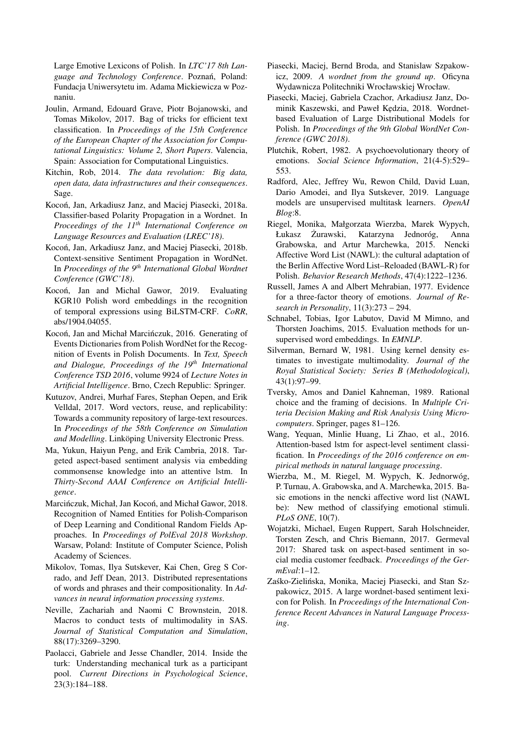Large Emotive Lexicons of Polish. In *LTC'17 8th Language and Technology Conference*. Poznań, Poland: Fundacja Uniwersytetu im. Adama Mickiewicza w Poznaniu.

Joulin, Armand, Edouard Grave, Piotr Bojanowski, and Tomas Mikolov, 2017. Bag of tricks for efficient text classification. In *Proceedings of the 15th Conference of the European Chapter of the Association for Computational Linguistics: Volume 2, Short Papers*. Valencia, Spain: Association for Computational Linguistics.

Kitchin, Rob, 2014. *The data revolution: Big data, open data, data infrastructures and their consequences*. Sage.

Kocoń, Jan, Arkadiusz Janz, and Maciej Piasecki, 2018a. Classifier-based Polarity Propagation in a Wordnet. In *Proceedings of the 11th International Conference on Language Resources and Evaluation (LREC'18)*.

Kocoń, Jan, Arkadiusz Janz, and Maciej Piasecki, 2018b. Context-sensitive Sentiment Propagation in WordNet. In *Proceedings of the 9th International Global Wordnet Conference (GWC'18)*.

Kocoń, Jan and Michal Gawor, 2019. Evaluating KGR10 Polish word embeddings in the recognition of temporal expressions using BiLSTM-CRF. *CoRR*, abs/1904.04055.

Kocoń, Jan and Michał Marcińczuk, 2016. Generating of Events Dictionaries from Polish WordNet for the Recognition of Events in Polish Documents. In *Text, Speech and Dialogue, Proceedings of the 19th International Conference TSD 2016*, volume 9924 of *Lecture Notes in Artificial Intelligence*. Brno, Czech Republic: Springer.

Kutuzov, Andrei, Murhaf Fares, Stephan Oepen, and Erik Velldal, 2017. Word vectors, reuse, and replicability: Towards a community repository of large-text resources. In *Proceedings of the 58th Conference on Simulation and Modelling*. Linköping University Electronic Press.

Ma, Yukun, Haiyun Peng, and Erik Cambria, 2018. Targeted aspect-based sentiment analysis via embedding commonsense knowledge into an attentive lstm. In *Thirty-Second AAAI Conference on Artificial Intelligence*.

Marcińczuk, Michał, Jan Kocoń, and Michał Gawor, 2018. Recognition of Named Entities for Polish-Comparison of Deep Learning and Conditional Random Fields Approaches. In *Proceedings of PolEval 2018 Workshop*. Warsaw, Poland: Institute of Computer Science, Polish Academy of Sciences.

Mikolov, Tomas, Ilya Sutskever, Kai Chen, Greg S Corrado, and Jeff Dean, 2013. Distributed representations of words and phrases and their compositionality. In *Advances in neural information processing systems*.

Neville, Zachariah and Naomi C Brownstein, 2018. Macros to conduct tests of multimodality in SAS. *Journal of Statistical Computation and Simulation*, 88(17):3269–3290.

Paolacci, Gabriele and Jesse Chandler, 2014. Inside the turk: Understanding mechanical turk as a participant pool. *Current Directions in Psychological Science*, 23(3):184–188.

Piasecki, Maciej, Bernd Broda, and Stanislaw Szpakowicz, 2009. *A wordnet from the ground up*. Oficyna Wydawnicza Politechniki Wrocławskiej Wrocław.

Piasecki, Maciej, Gabriela Czachor, Arkadiusz Janz, Dominik Kaszewski, and Paweł Kędzia, 2018. Wordnet-based Evaluation of Large Distributional Models for Polish. In *Proceedings of the 9th Global WordNet Conference (GWC 2018)*.

Plutchik, Robert, 1982. A psychoevolutionary theory of emotions. *Social Science Information*, 21(4-5):529–553.

Radford, Alec, Jeffrey Wu, Rewon Child, David Luan, Dario Amodei, and Ilya Sutskever, 2019. Language models are unsupervised multitask learners. *OpenAI Blog*:8.

Riegel, Monika, Małgorzata Wierzba, Marek Wypych, Łukasz Żurawski, Katarzyna Jednoróg, Anna Grabowska, and Artur Marchewka, 2015. Nencki Affective Word List (NAWL): the cultural adaptation of the Berlin Affective Word List–Reloaded (BAWL-R) for Polish. *Behavior Research Methods*, 47(4):1222–1236.

Russell, James A and Albert Mehrabian, 1977. Evidence for a three-factor theory of emotions. *Journal of Research in Personality*, 11(3):273 – 294.

Schnabel, Tobias, Igor Labutov, David M Mimno, and Thorsten Joachims, 2015. Evaluation methods for unsupervised word embeddings. In *EMNLP*.

Silverman, Bernard W, 1981. Using kernel density estimates to investigate multimodality. *Journal of the Royal Statistical Society: Series B (Methodological)*, 43(1):97–99.

Tversky, Amos and Daniel Kahneman, 1989. Rational choice and the framing of decisions. In *Multiple Criteria Decision Making and Risk Analysis Using Microcomputers*. Springer, pages 81–126.

Wang, Yequan, Minlie Huang, Li Zhao, et al., 2016. Attention-based lstm for aspect-level sentiment classification. In *Proceedings of the 2016 conference on empirical methods in natural language processing*.

Wierzba, M., M. Riegel, M. Wypych, K. Jednorwóg, P. Turnau, A. Grabowska, and A. Marchewka, 2015. Basic emotions in the nencki affective word list (NAWL be): New method of classifying emotional stimuli. *PLoS ONE*, 10(7).

Wojatzki, Michael, Eugen Ruppert, Sarah Holschneider, Torsten Zesch, and Chris Biemann, 2017. Germeval 2017: Shared task on aspect-based sentiment in social media customer feedback. *Proceedings of the GermEval*:1–12.

Zaśko-Zielińska, Monika, Maciej Piasecki, and Stan Szpakowicz, 2015. A large wordnet-based sentiment lexicon for Polish. In *Proceedings of the International Conference Recent Advances in Natural Language Processing*.